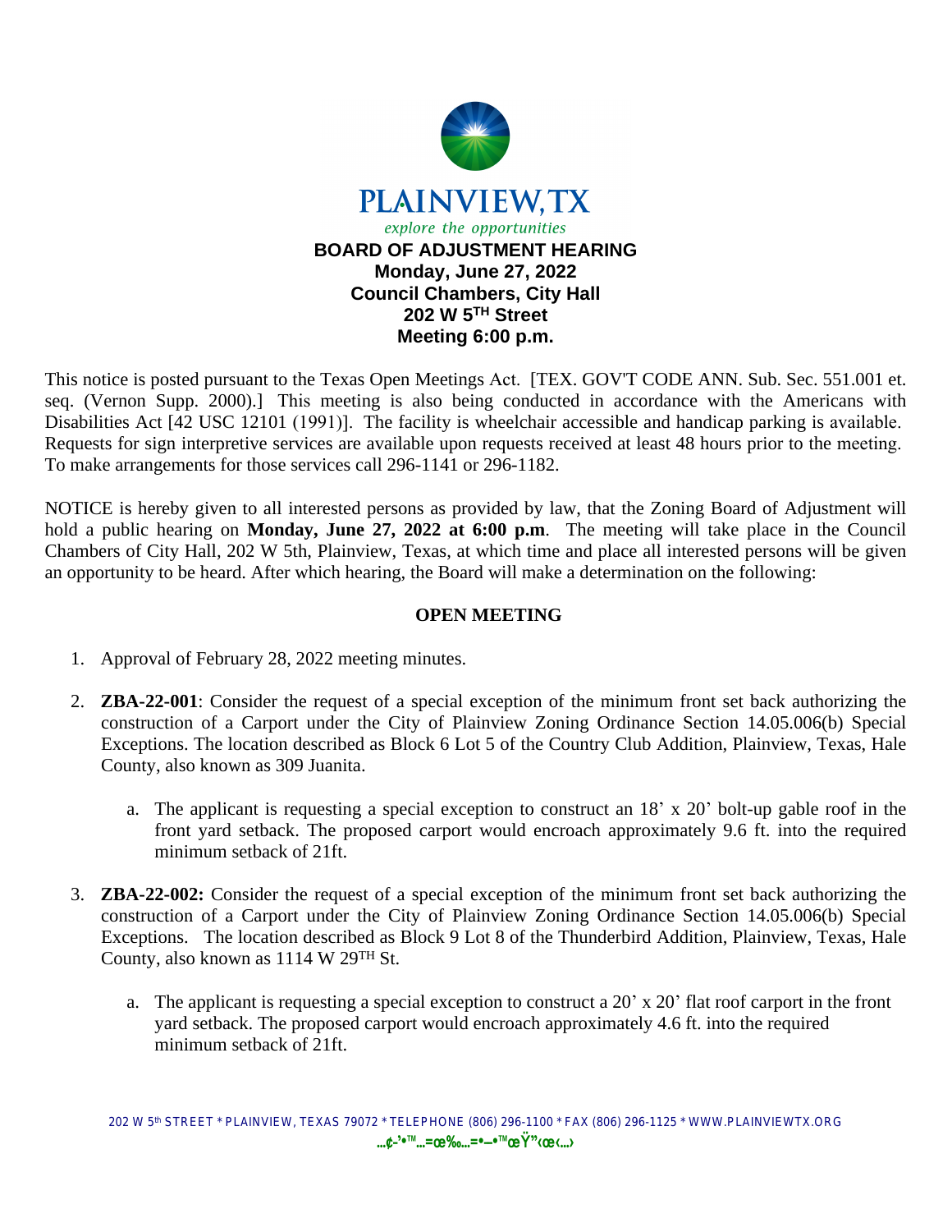# PLAINVIEW, TX

*explore the opportunities*

**BOARD OF ADJUSTMENT HEARING**
**Monday, June 27, 2022**
**Council Chambers, City Hall**
**202 W 5TH Street**
**Meeting 6:00 p.m.**

This notice is posted pursuant to the Texas Open Meetings Act. [TEX. GOV'T CODE ANN. Sub. Sec. 551.001 et. seq. (Vernon Supp. 2000).] This meeting is also being conducted in accordance with the Americans with Disabilities Act [42 USC 12101 (1991)]. The facility is wheelchair accessible and handicap parking is available. Requests for sign interpretive services are available upon requests received at least 48 hours prior to the meeting. To make arrangements for those services call 296-1141 or 296-1182.

NOTICE is hereby given to all interested persons as provided by law, that the Zoning Board of Adjustment will hold a public hearing on **Monday, June 27, 2022 at 6:00 p.m**. The meeting will take place in the Council Chambers of City Hall, 202 W 5th, Plainview, Texas, at which time and place all interested persons will be given an opportunity to be heard. After which hearing, the Board will make a determination on the following:

## OPEN MEETING

1. Approval of February 28, 2022 meeting minutes.

2. **ZBA-22-001**: Consider the request of a special exception of the minimum front set back authorizing the construction of a Carport under the City of Plainview Zoning Ordinance Section 14.05.006(b) Special Exceptions. The location described as Block 6 Lot 5 of the Country Club Addition, Plainview, Texas, Hale County, also known as 309 Juanita.

   a. The applicant is requesting a special exception to construct an 18' x 20' bolt-up gable roof in the front yard setback. The proposed carport would encroach approximately 9.6 ft. into the required minimum setback of 21ft.

3. **ZBA-22-002:** Consider the request of a special exception of the minimum front set back authorizing the construction of a Carport under the City of Plainview Zoning Ordinance Section 14.05.006(b) Special Exceptions. The location described as Block 9 Lot 8 of the Thunderbird Addition, Plainview, Texas, Hale County, also known as 1114 W 29TH St.

   a. The applicant is requesting a special exception to construct a 20' x 20' flat roof carport in the front yard setback. The proposed carport would encroach approximately 4.6 ft. into the required minimum setback of 21ft.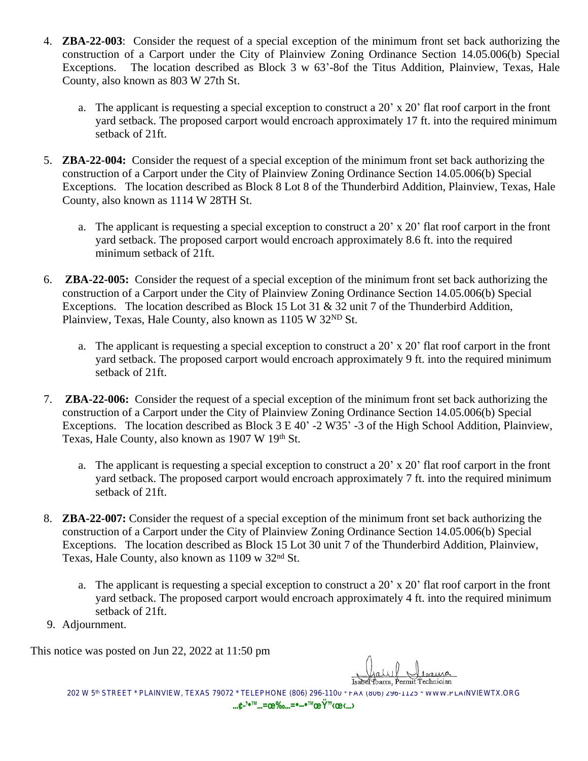4. **ZBA-22-003**: Consider the request of a special exception of the minimum front set back authorizing the construction of a Carport under the City of Plainview Zoning Ordinance Section 14.05.006(b) Special Exceptions. The location described as Block 3 w 63'-8of the Titus Addition, Plainview, Texas, Hale County, also known as 803 W 27th St.

   a. The applicant is requesting a special exception to construct a 20' x 20' flat roof carport in the front yard setback. The proposed carport would encroach approximately 17 ft. into the required minimum setback of 21ft.

5. **ZBA-22-004:** Consider the request of a special exception of the minimum front set back authorizing the construction of a Carport under the City of Plainview Zoning Ordinance Section 14.05.006(b) Special Exceptions. The location described as Block 8 Lot 8 of the Thunderbird Addition, Plainview, Texas, Hale County, also known as 1114 W 28TH St.

   a. The applicant is requesting a special exception to construct a 20' x 20' flat roof carport in the front yard setback. The proposed carport would encroach approximately 8.6 ft. into the required minimum setback of 21ft.

6. **ZBA-22-005:** Consider the request of a special exception of the minimum front set back authorizing the construction of a Carport under the City of Plainview Zoning Ordinance Section 14.05.006(b) Special Exceptions. The location described as Block 15 Lot 31 & 32 unit 7 of the Thunderbird Addition, Plainview, Texas, Hale County, also known as 1105 W 32ND St.

   a. The applicant is requesting a special exception to construct a 20' x 20' flat roof carport in the front yard setback. The proposed carport would encroach approximately 9 ft. into the required minimum setback of 21ft.

7. **ZBA-22-006:** Consider the request of a special exception of the minimum front set back authorizing the construction of a Carport under the City of Plainview Zoning Ordinance Section 14.05.006(b) Special Exceptions. The location described as Block 3 E 40' -2 W35' -3 of the High School Addition, Plainview, Texas, Hale County, also known as 1907 W 19th St.

   a. The applicant is requesting a special exception to construct a 20' x 20' flat roof carport in the front yard setback. The proposed carport would encroach approximately 7 ft. into the required minimum setback of 21ft.

8. **ZBA-22-007:** Consider the request of a special exception of the minimum front set back authorizing the construction of a Carport under the City of Plainview Zoning Ordinance Section 14.05.006(b) Special Exceptions. The location described as Block 15 Lot 30 unit 7 of the Thunderbird Addition, Plainview, Texas, Hale County, also known as 1109 w 32nd St.

   a. The applicant is requesting a special exception to construct a 20' x 20' flat roof carport in the front yard setback. The proposed carport would encroach approximately 4 ft. into the required minimum setback of 21ft.

9. Adjournment.

This notice was posted on Jun 22, 2022 at 11:50 pm

Isabel Ibarra, Permit Technician

202 W 5th STREET * PLAINVIEW, TEXAS 79072 * TELEPHONE (806) 296-1100 * FAX (806) 296-1125 * WWW.PLAINVIEWTX.ORG